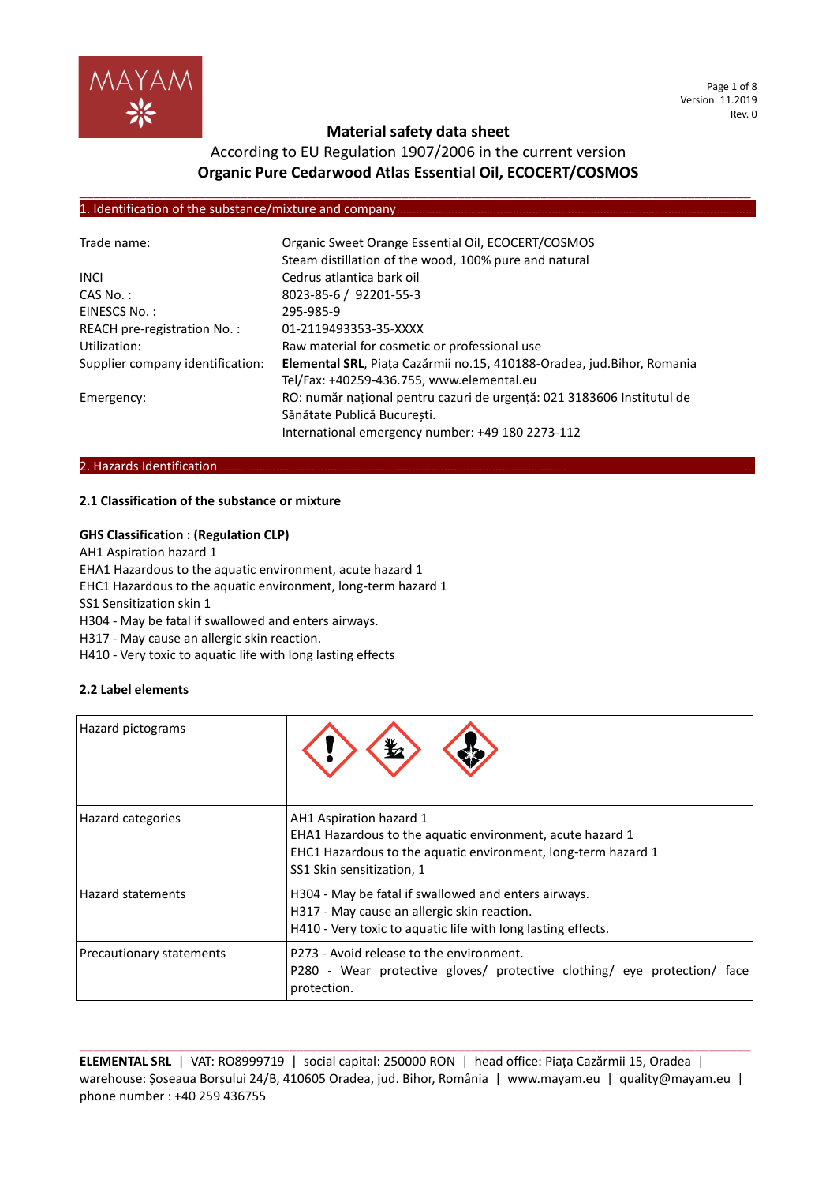# Material safety data sheet

According to EU Regulation 1907/2006 in the current version

**Organic Pure Cedarwood Atlas Essential Oil, ECOCERT/COSMOS**

## 1. Identification of the substance/mixture and company

| | |
|---|---|
| Trade name: | Organic Sweet Orange Essential Oil, ECOCERT/COSMOS<br>Steam distillation of the wood, 100% pure and natural |
| INCI | Cedrus atlantica bark oil |
| CAS No. : | 8023-85-6 / 92201-55-3 |
| EINESCS No. : | 295-985-9 |
| REACH pre-registration No. : | 01-2119493353-35-XXXX |
| Utilization: | Raw material for cosmetic or professional use |
| Supplier company identification: | **Elemental SRL**, Piața Cazărmii no.15, 410188-Oradea, jud.Bihor, Romania<br>Tel/Fax: +40259-436.755, www.elemental.eu |
| Emergency: | RO: număr național pentru cazuri de urgență: 021 3183606 Institutul de Sănătate Publică București.<br>International emergency number: +49 180 2273-112 |

## 2. Hazards Identification

### 2.1 Classification of the substance or mixture

**GHS Classification : (Regulation CLP)**

AH1 Aspiration hazard 1
EHA1 Hazardous to the aquatic environment, acute hazard 1
EHC1 Hazardous to the aquatic environment, long-term hazard 1
SS1 Sensitization skin 1
H304 - May be fatal if swallowed and enters airways.
H317 - May cause an allergic skin reaction.
H410 - Very toxic to aquatic life with long lasting effects

### 2.2 Label elements

| | |
|---|---|
| Hazard pictograms | |
| Hazard categories | AH1 Aspiration hazard 1<br>EHA1 Hazardous to the aquatic environment, acute hazard 1<br>EHC1 Hazardous to the aquatic environment, long-term hazard 1<br>SS1 Skin sensitization, 1 |
| Hazard statements | H304 - May be fatal if swallowed and enters airways.<br>H317 - May cause an allergic skin reaction.<br>H410 - Very toxic to aquatic life with long lasting effects. |
| Precautionary statements | P273 - Avoid release to the environment.<br>P280 - Wear protective gloves/ protective clothing/ eye protection/ face protection. |

**ELEMENTAL SRL** | VAT: RO8999719 | social capital: 250000 RON | head office: Piața Cazărmii 15, Oradea | warehouse: Șoseaua Borșului 24/B, 410605 Oradea, jud. Bihor, România | www.mayam.eu | quality@mayam.eu | phone number : +40 259 436755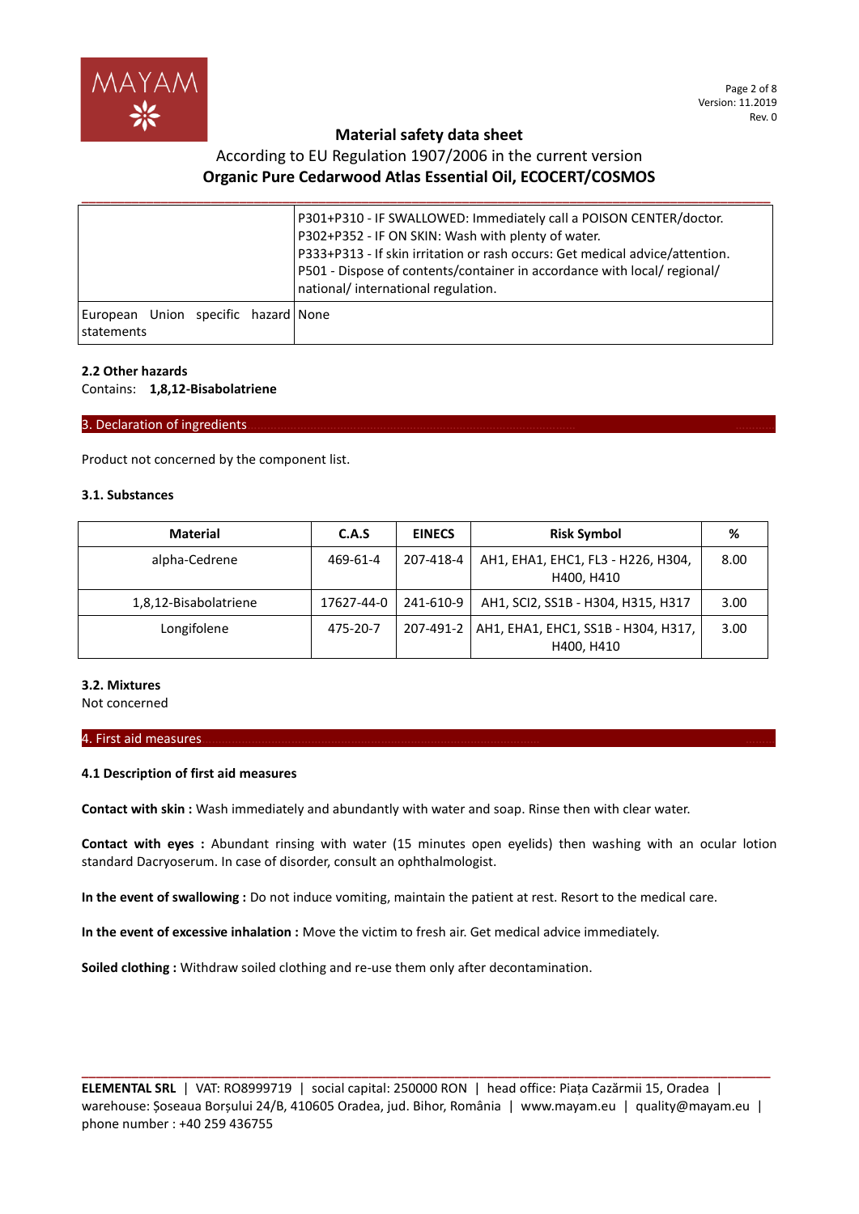| | |
|---|---|
| | P301+P310 - IF SWALLOWED: Immediately call a POISON CENTER/doctor.<br>P302+P352 - IF ON SKIN: Wash with plenty of water.<br>P333+P313 - If skin irritation or rash occurs: Get medical advice/attention.<br>P501 - Dispose of contents/container in accordance with local/ regional/ national/ international regulation. |
| European Union specific hazard statements | None |

**2.2 Other hazards**

Contains: **1,8,12-Bisabolatriene**

## 3. Declaration of ingredients

Product not concerned by the component list.

### 3.1. Substances

| Material | C.A.S | EINECS | Risk Symbol | % |
|---|---|---|---|---|
| alpha-Cedrene | 469-61-4 | 207-418-4 | AH1, EHA1, EHC1, FL3 - H226, H304, H400, H410 | 8.00 |
| 1,8,12-Bisabolatriene | 17627-44-0 | 241-610-9 | AH1, SCI2, SS1B - H304, H315, H317 | 3.00 |
| Longifolene | 475-20-7 | 207-491-2 | AH1, EHA1, EHC1, SS1B - H304, H317, H400, H410 | 3.00 |

### 3.2. Mixtures

Not concerned

## 4. First aid measures

### 4.1 Description of first aid measures

**Contact with skin :** Wash immediately and abundantly with water and soap. Rinse then with clear water.

**Contact with eyes :** Abundant rinsing with water (15 minutes open eyelids) then washing with an ocular lotion standard Dacryoserum. In case of disorder, consult an ophthalmologist.

**In the event of swallowing :** Do not induce vomiting, maintain the patient at rest. Resort to the medical care.

**In the event of excessive inhalation :** Move the victim to fresh air. Get medical advice immediately.

**Soiled clothing :** Withdraw soiled clothing and re-use them only after decontamination.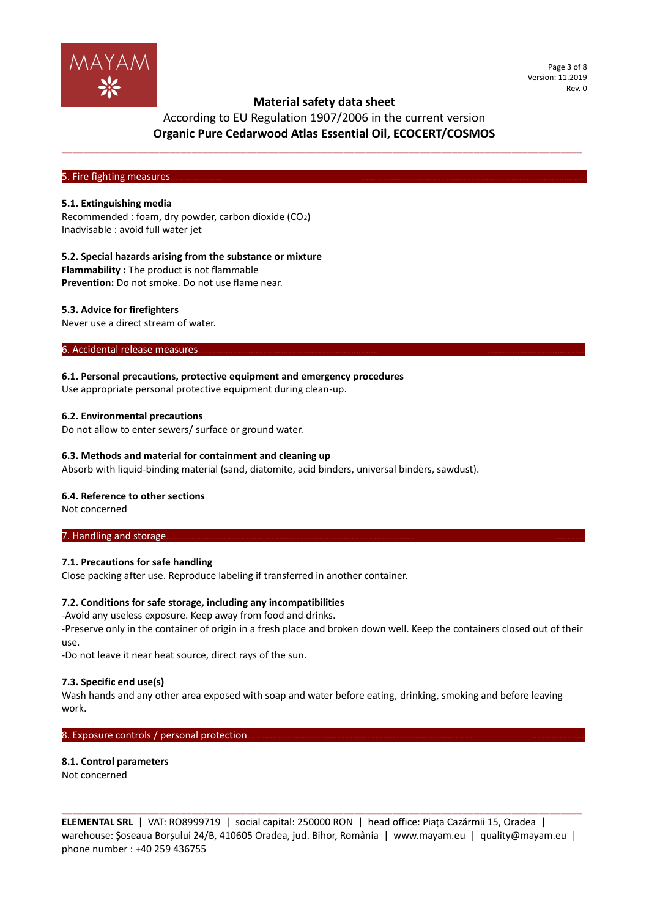## 5. Fire fighting measures

### 5.1. Extinguishing media

Recommended : foam, dry powder, carbon dioxide ($CO_2$)
Inadvisable : avoid full water jet

### 5.2. Special hazards arising from the substance or mixture

**Flammability :** The product is not flammable
**Prevention:** Do not smoke. Do not use flame near.

### 5.3. Advice for firefighters

Never use a direct stream of water.

## 6. Accidental release measures

### 6.1. Personal precautions, protective equipment and emergency procedures

Use appropriate personal protective equipment during clean-up.

### 6.2. Environmental precautions

Do not allow to enter sewers/ surface or ground water.

### 6.3. Methods and material for containment and cleaning up

Absorb with liquid-binding material (sand, diatomite, acid binders, universal binders, sawdust).

### 6.4. Reference to other sections

Not concerned

## 7. Handling and storage

### 7.1. Precautions for safe handling

Close packing after use. Reproduce labeling if transferred in another container.

### 7.2. Conditions for safe storage, including any incompatibilities

-Avoid any useless exposure. Keep away from food and drinks.
-Preserve only in the container of origin in a fresh place and broken down well. Keep the containers closed out of their use.
-Do not leave it near heat source, direct rays of the sun.

### 7.3. Specific end use(s)

Wash hands and any other area exposed with soap and water before eating, drinking, smoking and before leaving work.

## 8. Exposure controls / personal protection

### 8.1. Control parameters

Not concerned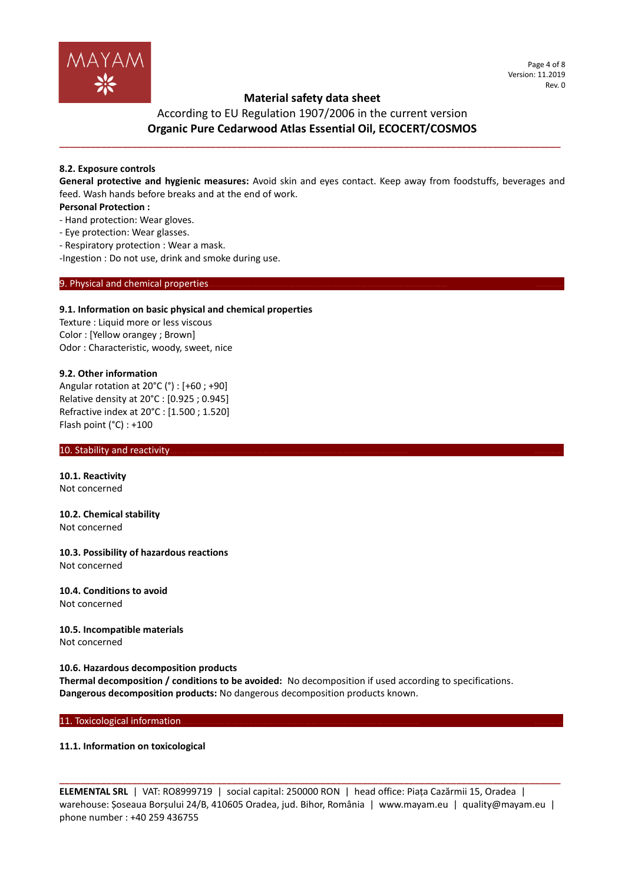### 8.2. Exposure controls

**General protective and hygienic measures:** Avoid skin and eyes contact. Keep away from foodstuffs, beverages and feed. Wash hands before breaks and at the end of work.

**Personal Protection :**

- Hand protection: Wear gloves.
- Eye protection: Wear glasses.
- Respiratory protection : Wear a mask.
- Ingestion : Do not use, drink and smoke during use.

## 9. Physical and chemical properties

### 9.1. Information on basic physical and chemical properties

Texture : Liquid more or less viscous
Color : [Yellow orangey ; Brown]
Odor : Characteristic, woody, sweet, nice

### 9.2. Other information

Angular rotation at 20°C (°) : [+60 ; +90]
Relative density at 20°C : [0.925 ; 0.945]
Refractive index at 20°C : [1.500 ; 1.520]
Flash point (°C) : +100

## 10. Stability and reactivity

### 10.1. Reactivity

Not concerned

### 10.2. Chemical stability

Not concerned

### 10.3. Possibility of hazardous reactions

Not concerned

### 10.4. Conditions to avoid

Not concerned

### 10.5. Incompatible materials

Not concerned

### 10.6. Hazardous decomposition products

**Thermal decomposition / conditions to be avoided:** No decomposition if used according to specifications.
**Dangerous decomposition products:** No dangerous decomposition products known.

## 11. Toxicological information

### 11.1. Information on toxicological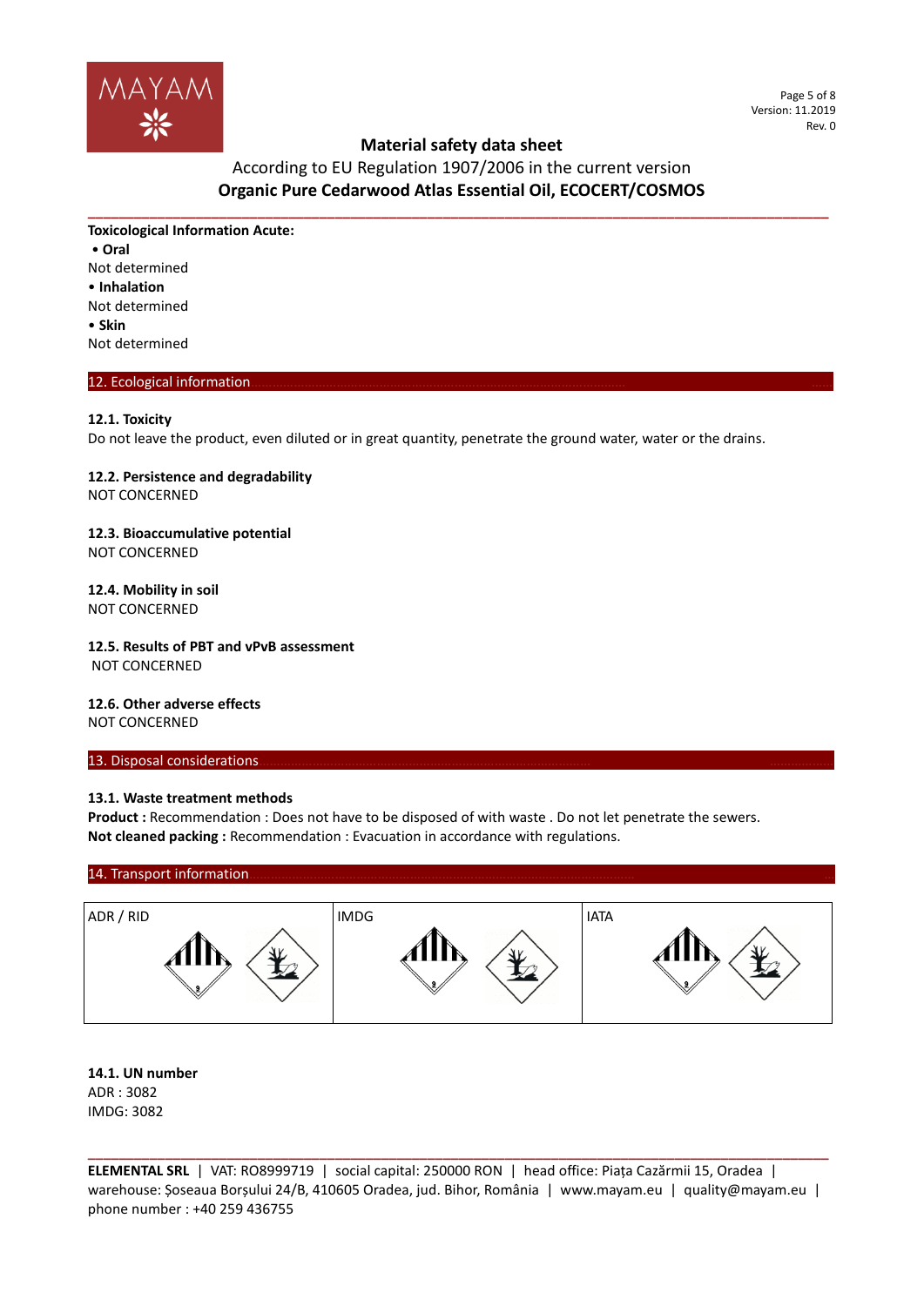**Toxicological Information Acute:**

- **Oral**

Not determined

- **Inhalation**

Not determined

- **Skin**

Not determined

## 12. Ecological information

### 12.1. Toxicity

Do not leave the product, even diluted or in great quantity, penetrate the ground water, water or the drains.

### 12.2. Persistence and degradability

NOT CONCERNED

### 12.3. Bioaccumulative potential

NOT CONCERNED

### 12.4. Mobility in soil

NOT CONCERNED

### 12.5. Results of PBT and vPvB assessment

NOT CONCERNED

### 12.6. Other adverse effects

NOT CONCERNED

## 13. Disposal considerations

### 13.1. Waste treatment methods

**Product :** Recommendation : Does not have to be disposed of with waste . Do not let penetrate the sewers.
**Not cleaned packing :** Recommendation : Evacuation in accordance with regulations.

## 14. Transport information

| ADR / RID | IMDG | IATA |
|---|---|---|
| | | |

### 14.1. UN number

ADR : 3082
IMDG: 3082

**ELEMENTAL SRL** | VAT: RO8999719 | social capital: 250000 RON | head office: Piața Cazărmii 15, Oradea | warehouse: Șoseaua Borșului 24/B, 410605 Oradea, jud. Bihor, România | www.mayam.eu | quality@mayam.eu | phone number : +40 259 436755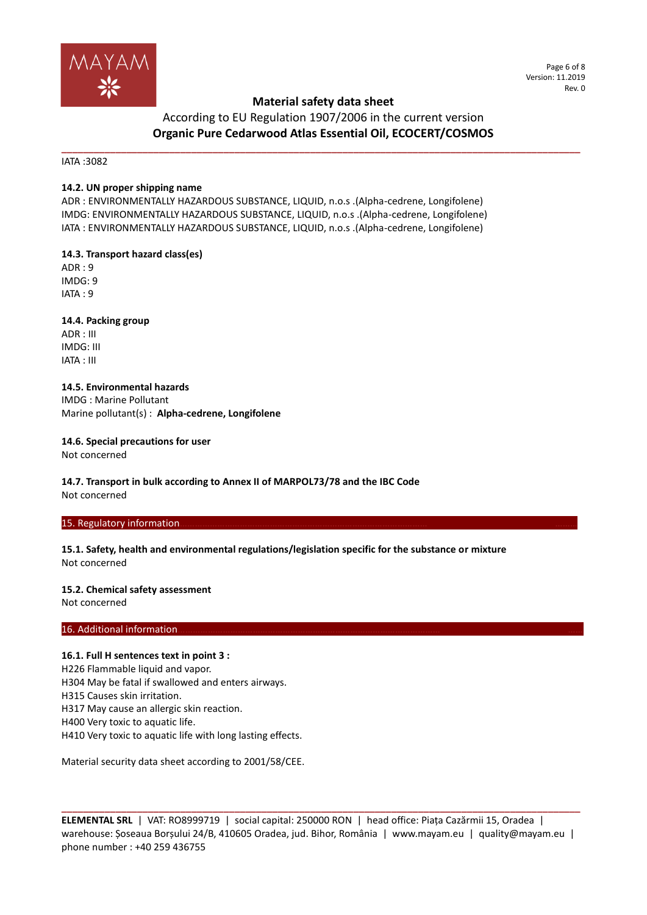IATA :3082

**14.2. UN proper shipping name**

ADR : ENVIRONMENTALLY HAZARDOUS SUBSTANCE, LIQUID, n.o.s .(Alpha-cedrene, Longifolene)
IMDG: ENVIRONMENTALLY HAZARDOUS SUBSTANCE, LIQUID, n.o.s .(Alpha-cedrene, Longifolene)
IATA : ENVIRONMENTALLY HAZARDOUS SUBSTANCE, LIQUID, n.o.s .(Alpha-cedrene, Longifolene)

**14.3. Transport hazard class(es)**

ADR : 9
IMDG: 9
IATA : 9

**14.4. Packing group**

ADR : III
IMDG: III
IATA : III

**14.5. Environmental hazards**

IMDG : Marine Pollutant
Marine pollutant(s) : **Alpha-cedrene, Longifolene**

**14.6. Special precautions for user**

Not concerned

**14.7. Transport in bulk according to Annex II of MARPOL73/78 and the IBC Code**

Not concerned

## 15. Regulatory information

**15.1. Safety, health and environmental regulations/legislation specific for the substance or mixture**

Not concerned

**15.2. Chemical safety assessment**

Not concerned

## 16. Additional information

**16.1. Full H sentences text in point 3 :**

H226 Flammable liquid and vapor.
H304 May be fatal if swallowed and enters airways.
H315 Causes skin irritation.
H317 May cause an allergic skin reaction.
H400 Very toxic to aquatic life.
H410 Very toxic to aquatic life with long lasting effects.

Material security data sheet according to 2001/58/CEE.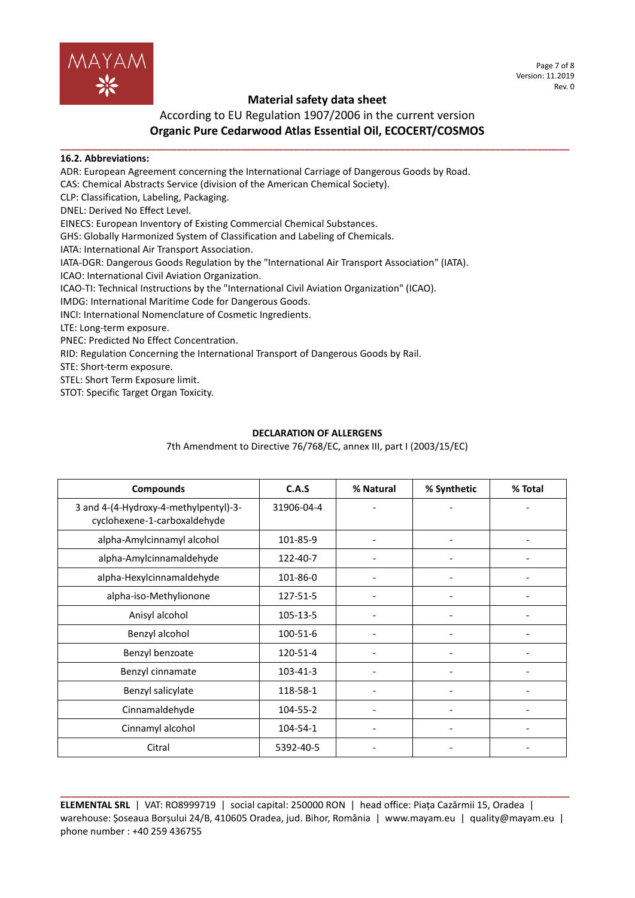### 16.2. Abbreviations:

ADR: European Agreement concerning the International Carriage of Dangerous Goods by Road.
CAS: Chemical Abstracts Service (division of the American Chemical Society).
CLP: Classification, Labeling, Packaging.
DNEL: Derived No Effect Level.
EINECS: European Inventory of Existing Commercial Chemical Substances.
GHS: Globally Harmonized System of Classification and Labeling of Chemicals.
IATA: International Air Transport Association.
IATA-DGR: Dangerous Goods Regulation by the "International Air Transport Association" (IATA).
ICAO: International Civil Aviation Organization.
ICAO-TI: Technical Instructions by the "International Civil Aviation Organization" (ICAO).
IMDG: International Maritime Code for Dangerous Goods.
INCI: International Nomenclature of Cosmetic Ingredients.
LTE: Long-term exposure.
PNEC: Predicted No Effect Concentration.
RID: Regulation Concerning the International Transport of Dangerous Goods by Rail.
STE: Short-term exposure.
STEL: Short Term Exposure limit.
STOT: Specific Target Organ Toxicity.

**DECLARATION OF ALLERGENS**

7th Amendment to Directive 76/768/EC, annex III, part I (2003/15/EC)

| Compounds | C.A.S | % Natural | % Synthetic | % Total |
|---|---|---|---|---|
| 3 and 4-(4-Hydroxy-4-methylpentyl)-3-cyclohexene-1-carboxaldehyde | 31906-04-4 | - | - | - |
| alpha-Amylcinnamyl alcohol | 101-85-9 | - | - | - |
| alpha-Amylcinnamaldehyde | 122-40-7 | - | - | - |
| alpha-Hexylcinnamaldehyde | 101-86-0 | - | - | - |
| alpha-iso-Methylionone | 127-51-5 | - | - | - |
| Anisyl alcohol | 105-13-5 | - | - | - |
| Benzyl alcohol | 100-51-6 | - | - | - |
| Benzyl benzoate | 120-51-4 | - | - | - |
| Benzyl cinnamate | 103-41-3 | - | - | - |
| Benzyl salicylate | 118-58-1 | - | - | - |
| Cinnamaldehyde | 104-55-2 | - | - | - |
| Cinnamyl alcohol | 104-54-1 | - | - | - |
| Citral | 5392-40-5 | - | - | - |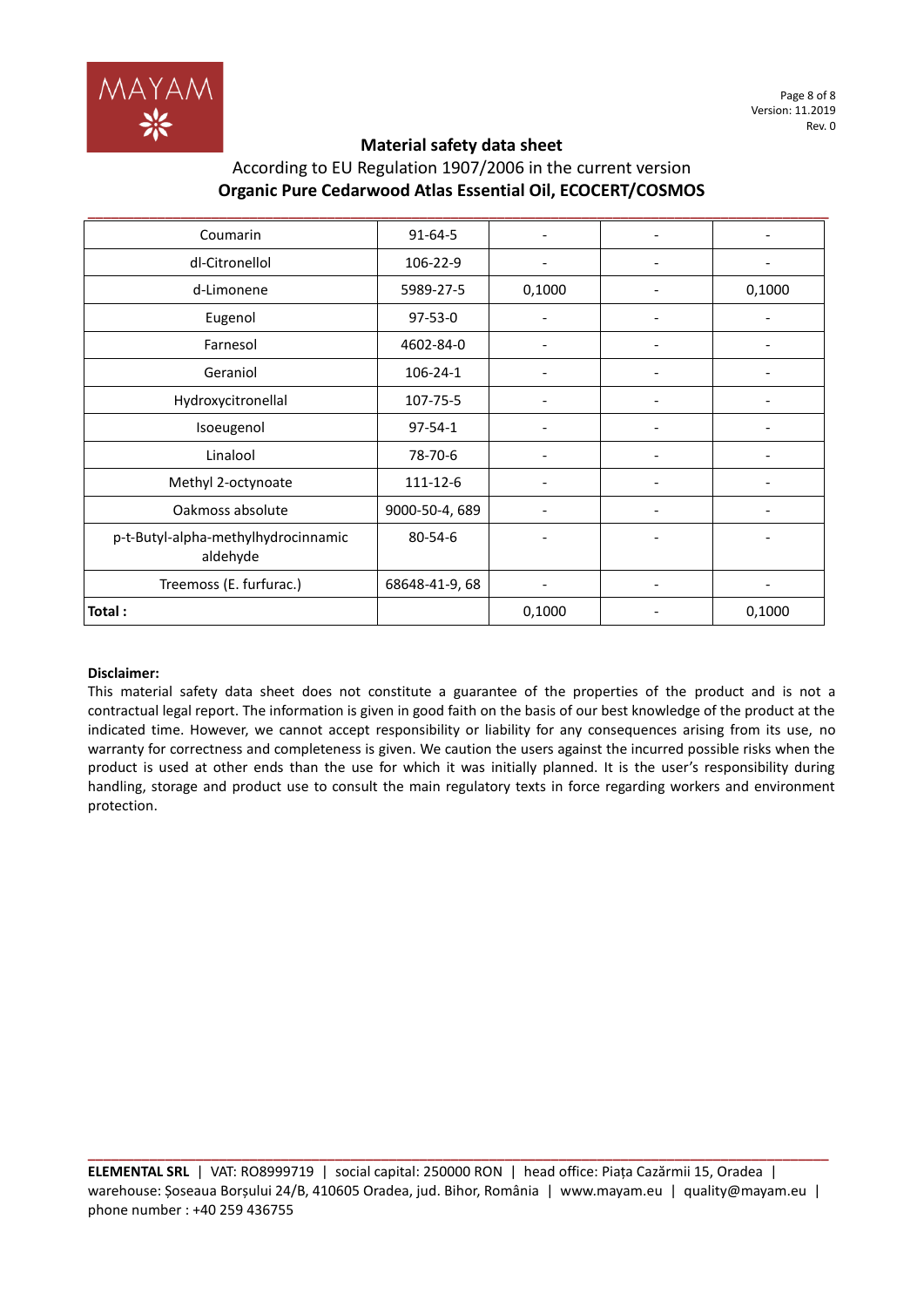| | | | | |
|---|---|---|---|---|
| Coumarin | 91-64-5 | - | - | - |
| dl-Citronellol | 106-22-9 | - | - | - |
| d-Limonene | 5989-27-5 | 0,1000 | - | 0,1000 |
| Eugenol | 97-53-0 | - | - | - |
| Farnesol | 4602-84-0 | - | - | - |
| Geraniol | 106-24-1 | - | - | - |
| Hydroxycitronellal | 107-75-5 | - | - | - |
| Isoeugenol | 97-54-1 | - | - | - |
| Linalool | 78-70-6 | - | - | - |
| Methyl 2-octynoate | 111-12-6 | - | - | - |
| Oakmoss absolute | 9000-50-4, 689 | - | - | - |
| p-t-Butyl-alpha-methylhydrocinnamic aldehyde | 80-54-6 | - | - | - |
| Treemoss (E. furfurac.) | 68648-41-9, 68 | - | - | - |
| **Total :** | | 0,1000 | - | 0,1000 |

**Disclaimer:**
This material safety data sheet does not constitute a guarantee of the properties of the product and is not a contractual legal report. The information is given in good faith on the basis of our best knowledge of the product at the indicated time. However, we cannot accept responsibility or liability for any consequences arising from its use, no warranty for correctness and completeness is given. We caution the users against the incurred possible risks when the product is used at other ends than the use for which it was initially planned. It is the user's responsibility during handling, storage and product use to consult the main regulatory texts in force regarding workers and environment protection.